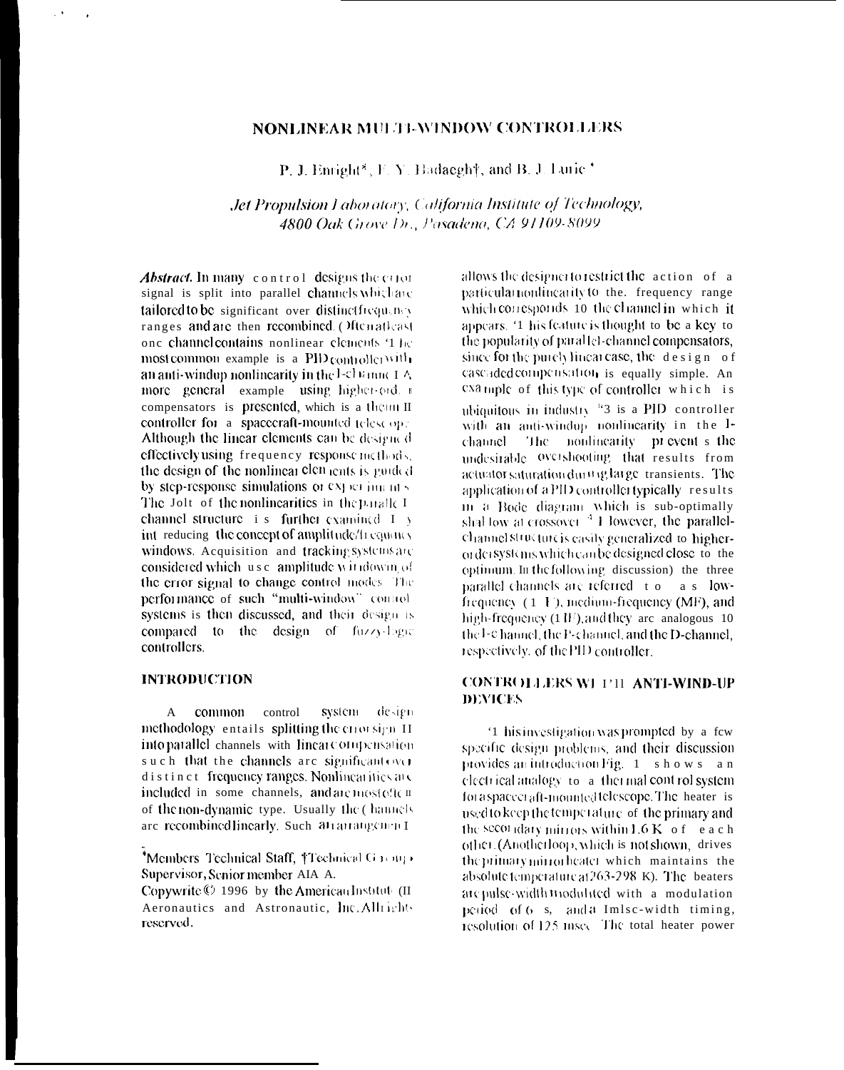# NONLINEAR MULTI-WINDOW CONTROLLERS

P. J. Enright*, F. Y. Hadaegh†, and B. J. Lurie*

*Jet Propulsion Laboratory, California Institute of Technology,
4800 Oak Grove Dr., Pasadena, CA 91109-8099*

***Abstract.*** In many control designs the error signal is split into parallel channels which are tailored to be significant over distinct frequency ranges and are then recombined. Often at least one channel contains nonlinear elements. The most common example is a PID controller with an anti-windup nonlinearity in the I-channel. A more general example using higher-order compensators is presented, which is a thermal controller for a spacecraft-mounted telescope. Although the linear elements can be designed effectively using frequency response methods, the design of the nonlinear elements is guided by step-response simulations or experiments. The role of the nonlinearities in the parallel channel structure is further examined by introducing the concept of amplitude/frequency windows. Acquisition and tracking systems are considered which use amplitude windowing of the error signal to change control modes. The performance of such "multi-window" control systems is then discussed, and their design is compared to the design of fuzzy-logic controllers.

## INTRODUCTION

A common control system design methodology entails splitting the error signal into parallel channels with linear compensation such that the channels are significant over distinct frequency ranges. Nonlinearities are included in some channels, and are most often of the non-dynamic type. Usually the channels are recombined linearly. Such an arrangement allows the designer to restrict the action of a particular nonlinearity to the frequency range which corresponds to the channel in which it appears. This feature is thought to be a key to the popularity of parallel-channel compensators, since for the purely linear case, the design of cascaded compensation is equally simple. An example of this type of controller which is ubiquitous in industry [3] is a PID controller with an anti-windup nonlinearity in the I-channel. The nonlinearity prevents the undesirable overshooting that results from actuator saturation during large transients. The application of a PID controller typically results in a Bode diagram which is sub-optimally shallow at crossover.[4] However, the parallel-channel structure is easily generalized to higher-order systems which can be designed close to the optimum. In the following discussion, the three parallel channels are referred to as low-frequency (LF), medium-frequency (MF), and high-frequency (HF), and they are analogous to the I-channel, the P-channel, and the D-channel, respectively, of the PID controller.

## CONTROLLERS WITH ANTI-WIND-UP DEVICES

This investigation was prompted by a few specific design problems, and their discussion provides an introduction. Fig. 1 shows an electrical analogy to a thermal control system for a spacecraft-mounted telescope. The heater is used to keep the temperature of the primary and the secondary mirrors within 1.6 K of each other. (Another loop, which is not shown, drives the primary mirror heater which maintains the absolute temperature at 263-298 K). The heaters are pulse-width modulated with a modulation period of 6 s, and a pulse-width timing resolution of 125 msec. The total heater power

---

*Members Technical Staff, †Technical Group Supervisor, Senior member AIAA.

Copywrite © 1996 by the American Institute of Aeronautics and Astronautic, Inc. All rights reserved.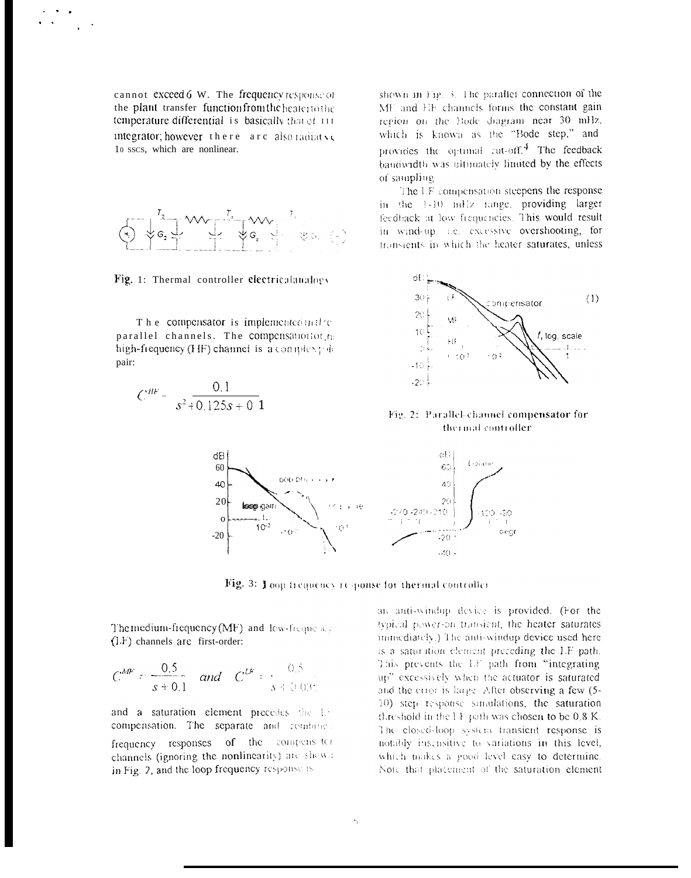cannot exceed 6 W. The frequency response of the plant transfer function from the heater to the temperature differential is basically that of an integrator; however there are also radiative losses, which are nonlinear.

Fig. 1: Thermal controller electrical analogy

The compensator is implemented in three parallel channels. The compensator for the high-frequency (HF) channel is a complex pole pair:

$$C^{HF} = \frac{0.1}{s^2 + 0.125s + 0.1}$$

The medium-frequency (MF) and low-frequency (LF) channels are first-order:

$$C^{MF} = \frac{0.5}{s + 0.1} \quad and \quad C^{LF} = \frac{0.5}{s + 0.03}$$

and a saturation element precedes the LF compensation. The separate and combined frequency responses of the compensator channels (ignoring the nonlinearity) are shown in Fig. 2, and the loop frequency response is shown in Fig. 3. The parallel connection of the MF and HF channels forms the constant gain region on the Bode diagram near 30 mHz, which is known as the "Bode step," and provides the optimal cut-off.[4] The feedback bandwidth was ultimately limited by the effects of sampling.

The LF compensation steepens the response in the 1-10 mHz range, providing larger feedback at low frequencies. This would result in wind-up, i.e. excessive overshooting, for transients in which the heater saturates, unless an anti-windup device is provided. (For the typical power-on transient, the heater saturates immediately.) The anti-windup device used here is a saturation element preceding the LF path. This prevents the LF path from "integrating up" excessively when the actuator is saturated and the error is large. After observing a few (5-10) step response simulations, the saturation threshold in the LF path was chosen to be 0.8 K. The closed-loop system transient response is notably insensitive to variations in this level, which makes a good level easy to determine. Note that placement of the saturation element

Fig. 2: Parallel-channel compensator for thermal controller

Fig. 3: Loop frequency response for thermal controller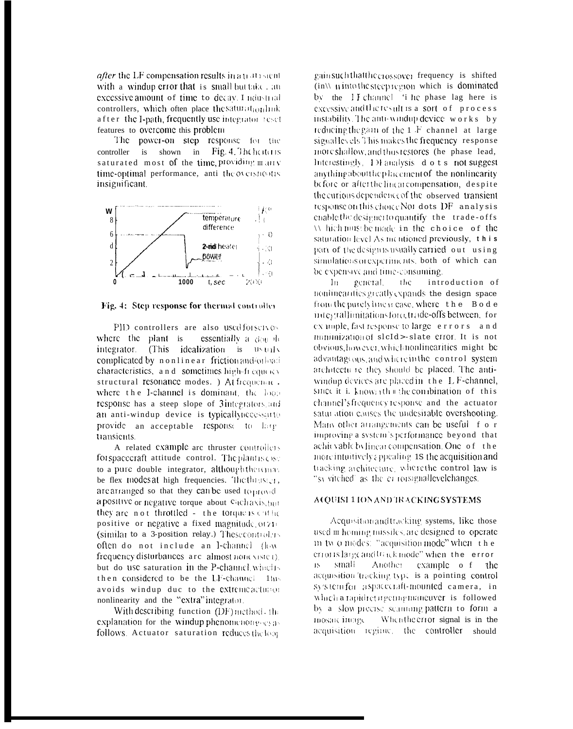*after* the LF compensation results in a transient with a windup error that is small but takes an excessive amount of time to decay. Industrial controllers, which often place the saturation link after the I-path, frequently use integrator reset features to overcome this problem.

The power-on step response for the controller is shown in Fig. 4. The heater is saturated most of the time, providing nearly time-optimal performance, and the overshoot is insignificant.

Fig. 4: Step response for thermal controller

PID controllers are also used for servos where the plant is essentially a double integrator. (This idealization is usually complicated by nonlinear friction and/or load characteristics, and sometimes high-frequency structural resonance modes.) At frequencies where the I-channel is dominant, the loop response has a steep slope of 3 integrators, and an anti-windup device is typically necessary to provide an acceptable response to large transients.

A related example are thruster controllers for spacecraft attitude control. The plant is close to a pure double integrator, although there may be flex modes at high frequencies. The thrusters are arranged so that they can be used to provide a positive or negative torque about each axis, but they are not throttled - the torque is either positive or negative a fixed magnitude, or zero (similar to a 3-position relay.) These controllers often do not include an I-channel (low frequency disturbances are almost nonexistent), but do use saturation in the P-channel, which is then considered to be the LF-channel. This avoids windup due to the extreme actuator nonlinearity and the "extra" integrator.

With describing function (DF) methods, the explanation for the windup phenomenon goes as follows. Actuator saturation reduces the loop gain such that the crossover frequency is shifted (down) into the steep region which is dominated by the LF channel. The phase lag here is excessive and the result is a sort of process instability. The anti-windup device works by reducing the gain of the LF channel at large signal levels. This makes the frequency response more shallow, and thus restores the phase lead. Interestingly, DF analysis does not suggest anything about the placement of the nonlinearity before or after the linear compensation, despite the curious dependence of the observed transient response on this choice. Nor does DF analysis enable the designer to quantify the trade-offs which must be made in the choice of the saturation level. As mentioned previously, this part of the design is usually carried out using simulations or experiments, both of which can be expensive and time-consuming.

In general, the introduction of nonlinearities greatly expands the design space from the purely linear case, where the Bode integral limitations force trade-offs between, for example, fast response to large errors and minimization of steady-state error. It is not obvious, however, which nonlinearities might be advantageous, and where in the control system architecture they should be placed. The anti-windup devices are placed in the LF-channel, since it is known that the combination of this channel's frequency response and the actuator saturation causes the undesirable overshooting. Many other arrangements can be useful for improving a system's performance beyond that achievable by linear compensation. One of the more intuitively appealing is the acquisition and tracking architecture, where the control law is "switched" as the error signal level changes.

## ACQUISITION AND TRACKING SYSTEMS

Acquisition and tracking systems, like those used in homing missiles, are designed to operate in two modes: "acquisition mode" when the error is large and "track mode" when the error is small. Another example of the acquisition/tracking type is a pointing control system for a spacecraft-mounted camera, in which a rapid retargeting maneuver is followed by a slow precise scanning pattern to form a mosaic image. When the error signal is in the acquisition regime, the controller should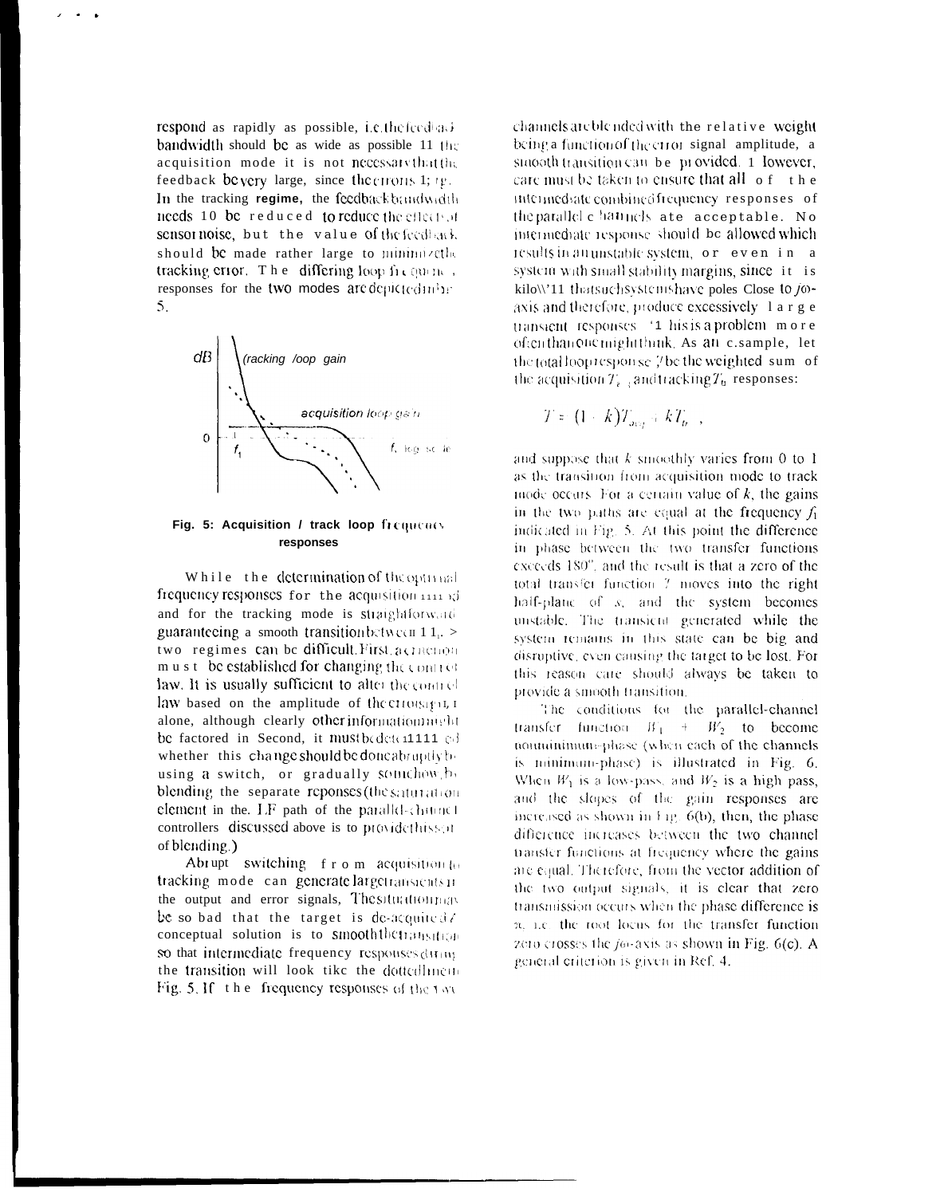respond as rapidly as possible, i.e. the feedback bandwidth should be as wide as possible. In the acquisition mode it is not necessary that the feedback be very large, since the errors are large. In the tracking regime, the feedback bandwidth needs to be reduced to reduce the effects of sensor noise, but the value of the feedback should be made rather large to minimize the tracking error. The differing loop frequency responses for the two modes are depicted in Fig. 5.

dB | (tracking loop gain | acquisition loop gain | 0 | $f_1$ | f, log scale

**Fig. 5: Acquisition / track loop frequency responses**

While the determination of the optimal frequency responses for the acquisition mode and for the tracking mode is straightforward, guaranteeing a smooth transition between the two regimes can be difficult. First, a criterion must be established for changing the control law. It is usually sufficient to alter the control law based on the amplitude of the error signal alone, although clearly other information might be factored in. Second, it must be determined whether this change should be done abruptly by using a switch, or gradually somehow, by blending the separate responses (the saturation element in the LF path of the parallel-channel controllers discussed above is to provide this sort of blending.)

Abrupt switching from acquisition to tracking mode can generate large transients in the output and error signals. The situation may be so bad that the target is de-acquired. A conceptual solution is to smooth the transition so that intermediate frequency responses during the transition will look like the dotted line in Fig. 5. If the frequency responses of the two channels are blended with the relative weight being a function of the error signal amplitude, a smooth transition can be provided. However, care must be taken to ensure that all of the intermediate combined frequency responses of the parallel channels are acceptable. No intermediate response should be allowed which results in an unstable system, or even in a system with small stability margins, since it is known that such systems have poles close to $j\omega$-axis and therefore, produce excessively large transient responses. This is a problem more often than one might think. As an example, let the total loop response $T$ be the weighted sum of the acquisition $T_{acq}$ and tracking $T_{tr}$ responses:

$$T = (1 - k)T_{acq} + kT_{tr} ,$$

and suppose that $k$ smoothly varies from 0 to 1 as the transition from acquisition mode to track mode occurs. For a certain value of $k$, the gains in the two paths are equal at the frequency $f_1$ indicated in Fig. 5. At this point the difference in phase between the two transfer functions exceeds 180°, and the result is that a zero of the total transfer function $T$ moves into the right half-plane of $s$, and the system becomes unstable. The transient generated while the system remains in this state can be big and disruptive, even causing the target to be lost. For this reason care should always be taken to provide a smooth transition.

The conditions for the parallel-channel transfer function $W_1 + W_2$ to become nonminimum-phase (when each of the channels is minimum-phase) is illustrated in Fig. 6. When $W_1$ is a low-pass, and $W_2$ is a high pass, and the slopes of the gain responses are increased as shown in Fig. 6(b), then, the phase difference increases between the two channel transfer functions at frequency where the gains are equal. Therefore, from the vector addition of the two output signals, it is clear that zero transmission occurs when the phase difference is $\pi$, i.e. the root locus for the transfer function zero crosses the $j\omega$-axis as shown in Fig. 6(c). A general criterion is given in Ref. 4.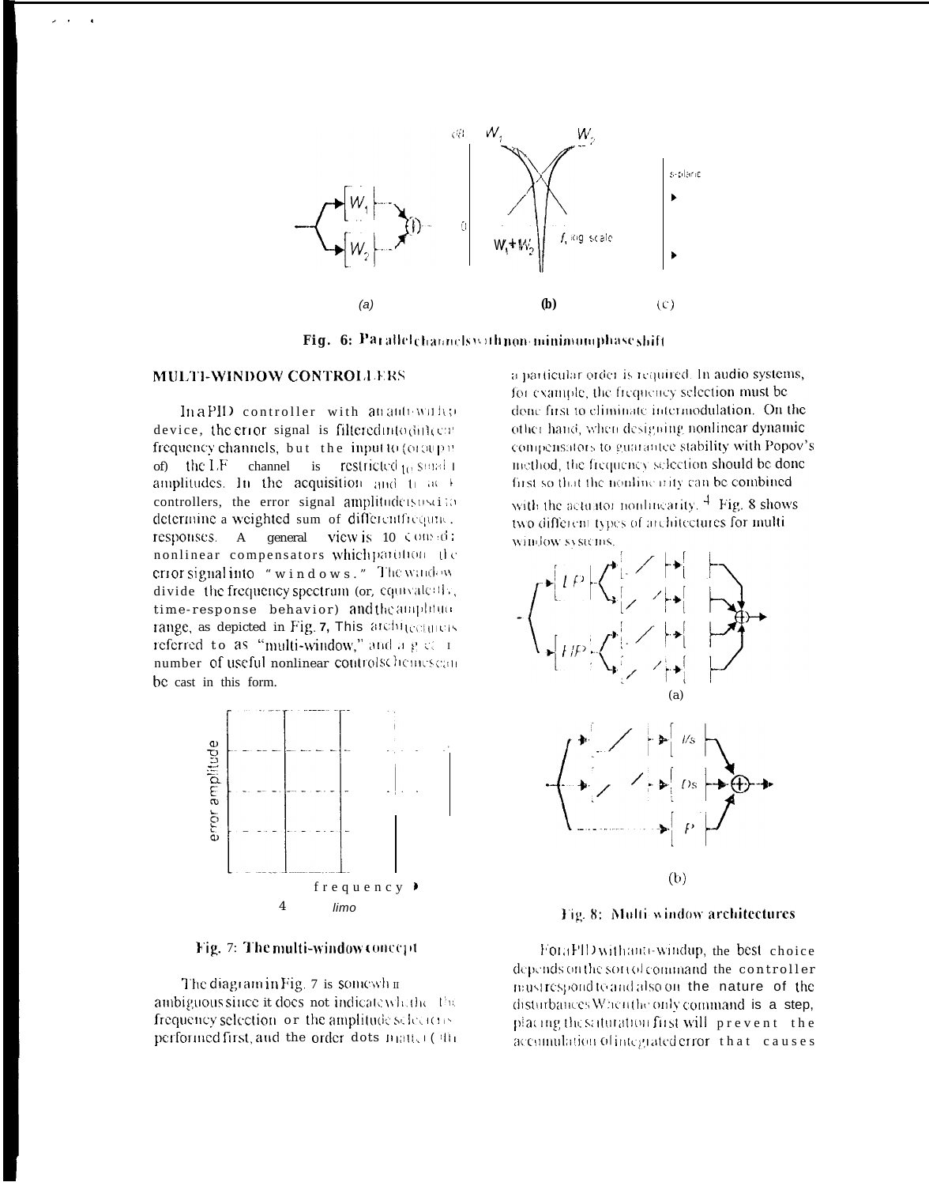Fig. 6: Parallel channels with non-minimum phase shift

## MULTI-WINDOW CONTROLLERS

In a PID controller with an anti-windup device, the error signal is filtered into different frequency channels, but the input to (or output of) the I.F channel is restricted to small amplitudes. In the acquisition and track controllers, the error signal amplitude is used to determine a weighted sum of different frequency responses. A general view is to consider nonlinear compensators which partition the error signal into "windows." The windows divide the frequency spectrum (or, equivalently, time-response behavior) and the amplitude range, as depicted in Fig. 7. This architecture is referred to as "multi-window," and a great number of useful nonlinear control schemes can be cast in this form.

Fig. 7: The multi-window concept

The diagram in Fig. 7 is somewhat ambiguous since it does not indicate whether the frequency selection or the amplitude selection is performed first, and the order does matter. Often a particular order is required. In audio systems, for example, the frequency selection must be done first to eliminate intermodulation. On the other hand, when designing nonlinear dynamic compensators to guarantee stability with Popov's method, the frequency selection should be done first so that the nonlinearity can be combined with the actuator nonlinearity.[4] Fig. 8 shows two different types of architectures for multi window systems.

Fig. 8: Multi window architectures

For a PID with anti-windup, the best choice depends on the sort of command the controller must respond to and also on the nature of the disturbances. When the only command is a step, placing the saturation first will prevent the accumulation of integrated error that causes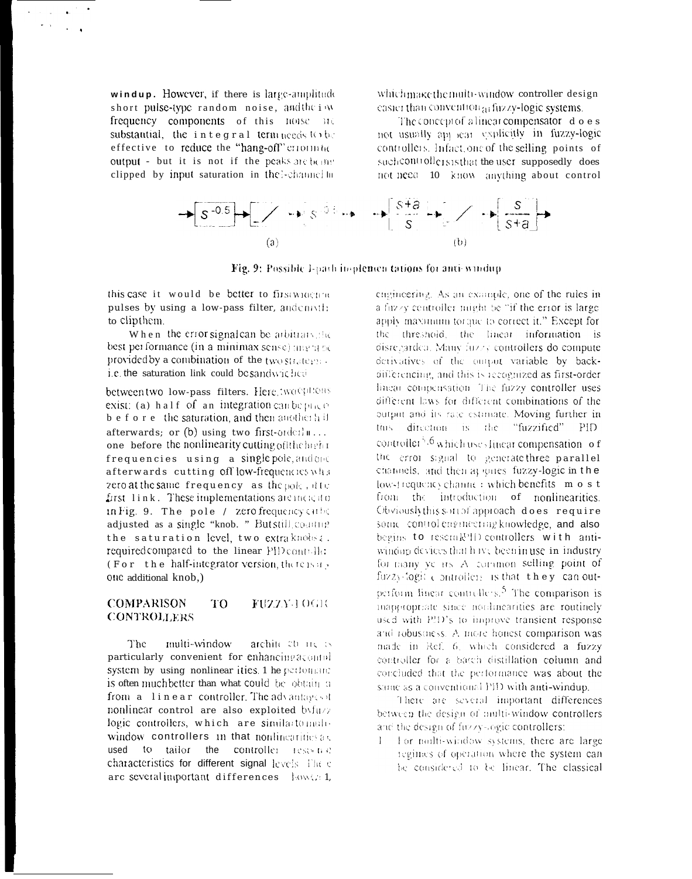**windup.** However, if there is large-amplitude short pulse-type random noise, and the low frequency components of this noise are substantial, the integral term needs to be effective to reduce the "hang-off" error in the output - but it is not if the peaks are being clipped by input saturation in the I-channel. In this case it would be better to first widen the pulses by using a low-pass filter, and only then to clip them.

When the error signal can be arbitrary, the best performance (in a minimax sense) may be provided by a combination of the two strategies - i.e. the saturation link could be sandwiched between two low-pass filters. Here, two options exist: (a) half of an integration can be placed before the saturation, and then another half afterwards; or (b) using two first-order links... one before the nonlinearity cutting off the high frequencies using a single pole, and one afterwards cutting off low-frequencies with a zero at the same frequency as the pole of the first link. These implementations are illustrated in Fig. 9. The pole / zero frequency can be adjusted as a single "knob." But still, counting the saturation level, two extra knobs are required compared to the linear PID controller. (For the half-integrator version, there is only one additional knob.)

$$\rightarrow \left[ s^{-0.5} \right] \rightarrow \left[ \diagup \right] \rightarrow s^{-0.5} \rightarrow \qquad \rightarrow \left[ \frac{s+a}{s} \right] \rightarrow \left[ \diagup \right] \rightarrow \left[ \frac{s}{s+a} \right] \rightarrow$$

(a) (b)

**Fig. 9: Possible I-path implementations for anti-windup**

## COMPARISON TO FUZZY-LOGIC CONTROLLERS

The multi-window architecture is particularly convenient for enhancing a control system by using nonlinearities. The performance is often much better than what could be obtained from a linear controller. The advantages of nonlinear control are also exploited by fuzzy logic controllers, which are similar to multi-window controllers in that nonlinearities are used to tailor the controller response characteristics for different signal levels. There are several important differences however, which make the multi-window controller design easier than conventional fuzzy-logic systems.

The concept of a linear compensator does not usually appear explicitly in fuzzy-logic controllers. In fact, one of the selling points of such controllers is that the user supposedly does not need to know anything about control engineering. As an example, one of the rules in a fuzzy controller might be "if the error is large apply maximum torque to correct it." Except for the threshold, the linear information is disregarded. Many fuzzy controllers do compute derivatives of the output variable by back-differencing, and this is recognized as first-order linear compensation. The fuzzy controller uses different laws for different combinations of the output and its rate estimate. Moving further in this direction is the "fuzzified" PID controller[5,6] which uses linear compensation of the error signal to generate three parallel channels, and then applies fuzzy-logic in the low-frequency channel which benefits most from the introduction of nonlinearities. Obviously this sort of approach does require some control engineering knowledge, and also begins to resemble PID controllers with anti-windup devices that have been in use in industry for many years. A common selling point of fuzzy-logic controllers is that they can outperform linear controllers.[5] The comparison is inappropriate since nonlinearities are routinely used with PID's to improve transient response and robustness. A more honest comparison was made in Ref. 6, which considered a fuzzy controller for a batch distillation column and concluded that the performance was about the same as a conventional PID with anti-windup.

There are several important differences between the design of multi-window controllers and the design of fuzzy-logic controllers:

1. For multi-window systems, there are large regimes of operation where the system can be considered to be linear. The classical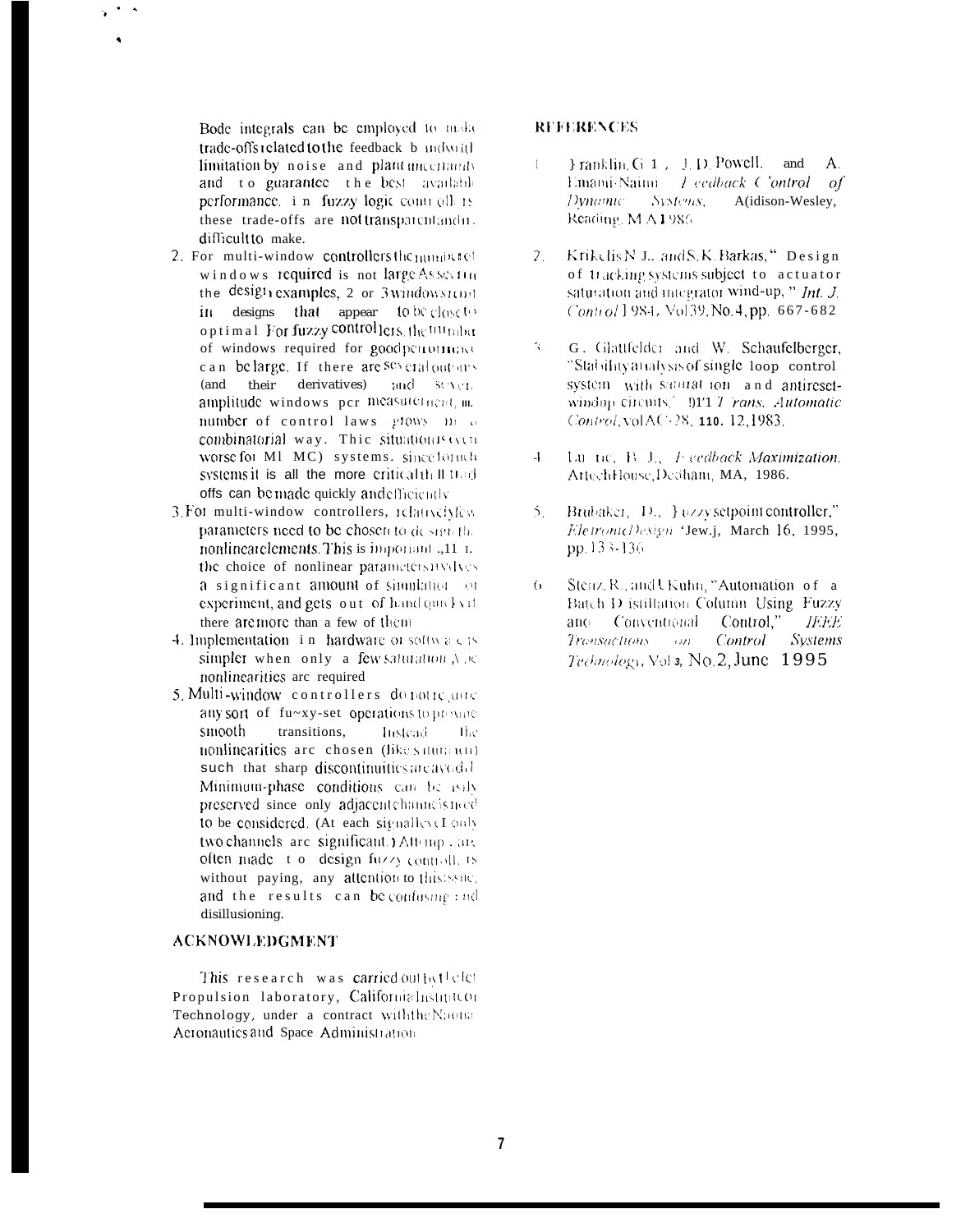Bode integrals can be employed to make trade-offs related to the feedback bandwidth limitation by noise and plant uncertainty and to guarantee the best available performance. in fuzzy logic controllers these trade-offs are not transparent and are difficult to make.

2. For multi-window controllers the number of windows required is not large. As seen in the design examples, 2 or 3 windows result in designs that appear to be close to optimal. For fuzzy controllers, the number of windows required for good performance can be large. If there are several outputs (and their derivatives) and several amplitude windows per measurement, the number of control laws grows in a combinatorial way. This situation is even worse for MIMO systems. since for such systems it is all the more critical that trade-offs can be made quickly and efficiently.
3. For multi-window controllers, relatively few parameters need to be chosen to design the nonlinear elements. This is important, since the choice of nonlinear parameters involves a significant amount of simulation or experiment, and gets out of hand quickly if there are more than a few of them.
4. Implementation in hardware or software is simpler when only a few saturation-type nonlinearities are required.
5. Multi-window controllers do not require any sort of fuzzy-set operations to provide smooth transitions. Instead, the nonlinearities are chosen (like saturation) such that sharp discontinuities are avoided. Minimum-phase conditions can be easily preserved since only adjacent channels need to be considered. (At each signal level only two channels are significant.) Attempts are often made to design fuzzy controllers without paying any attention to this issue, and the results can be confusing and disillusioning.

## ACKNOWLEDGMENT

This research was carried out by the Jet Propulsion laboratory, California Institute of Technology, under a contract with the National Aeronautics and Space Administration

## REFERENCES

1. Franklin, G. F., J. D. Powell, and A. Emami-Naini, *Feedback Control of Dynamic Systems*, Addison-Wesley, Reading, MA 1986
2. Krikelis N. J., and S. K. Barkas, "Design of tracking systems subject to actuator saturation and integrator wind-up," *Int. J. Control* 1984, Vol 39, No. 4, pp. 667-682
3. G. Glattfelder and W. Schaufelberger, "Stability analysis of single loop control system with saturation and antireset-windup circuits," IEEE *Trans. Automatic Control*, vol AC-28, no. 12, 1983.
4. Lurie, B. J., *Feedback Maximization*, Artech House, Dedham, MA, 1986.
5. Brubaker, D., "Fuzzy setpoint controller," *Electronic Design* 'Jew.j, March 16, 1995, pp. 133-136
6. Stenz, R., and U. Kuhn, "Automation of a Batch Distillation Column Using Fuzzy and Conventional Control," *IEEE Transactions on Control Systems Technology*, Vol 3, No. 2, June 1995